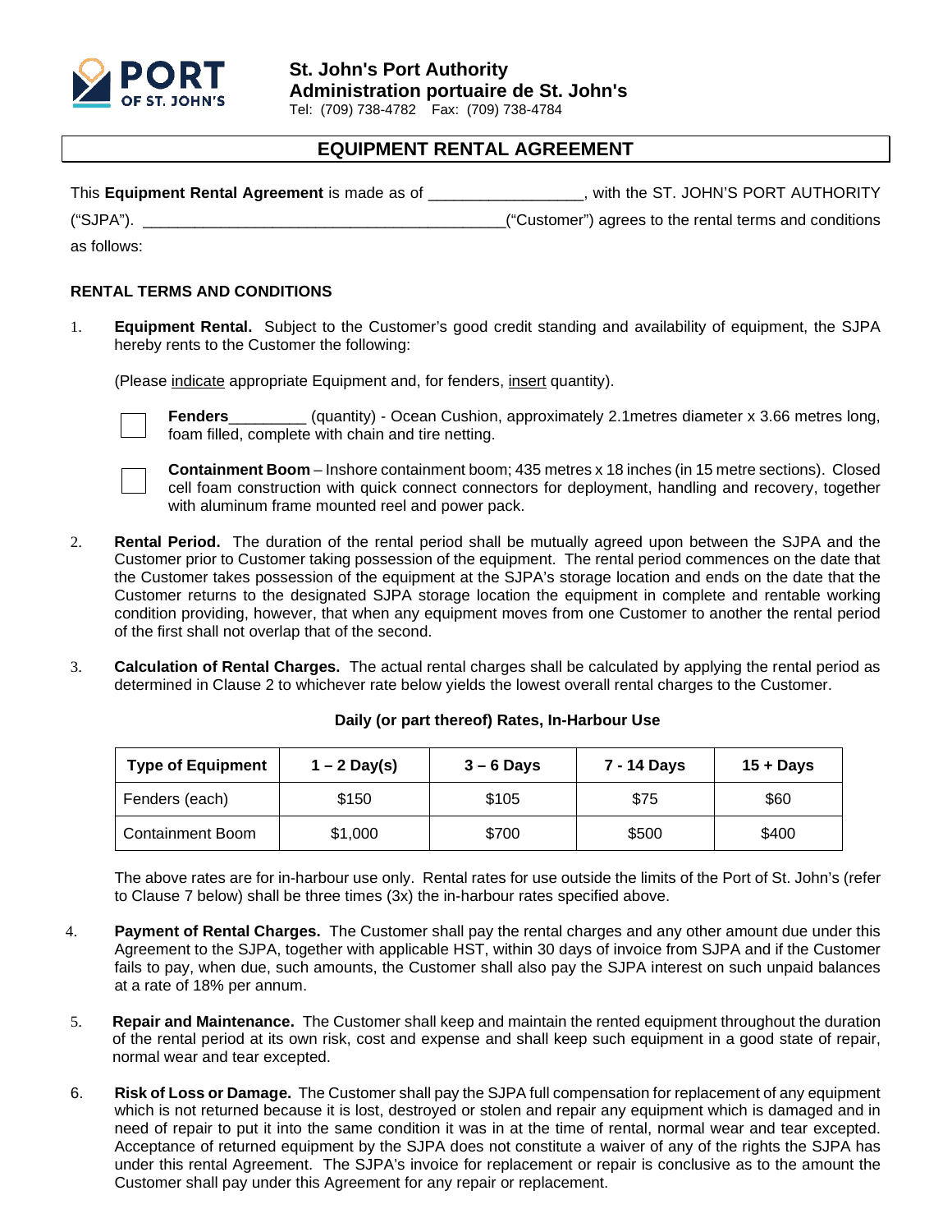**St. John's Port Authority**
**Administration portuaire de St. John's**
Tel: (709) 738-4782 Fax: (709) 738-4784

# EQUIPMENT RENTAL AGREEMENT

This **Equipment Rental Agreement** is made as of _________________, with the ST. JOHN'S PORT AUTHORITY ("SJPA"). ________________________________________("Customer") agrees to the rental terms and conditions as follows:

## RENTAL TERMS AND CONDITIONS

1. **Equipment Rental.** Subject to the Customer's good credit standing and availability of equipment, the SJPA hereby rents to the Customer the following:

   (Please indicate appropriate Equipment and, for fenders, insert quantity).

   ☐ **Fenders**_________ (quantity) - Ocean Cushion, approximately 2.1metres diameter x 3.66 metres long, foam filled, complete with chain and tire netting.

   ☐ **Containment Boom** – Inshore containment boom; 435 metres x 18 inches (in 15 metre sections). Closed cell foam construction with quick connect connectors for deployment, handling and recovery, together with aluminum frame mounted reel and power pack.

2. **Rental Period.** The duration of the rental period shall be mutually agreed upon between the SJPA and the Customer prior to Customer taking possession of the equipment. The rental period commences on the date that the Customer takes possession of the equipment at the SJPA's storage location and ends on the date that the Customer returns to the designated SJPA storage location the equipment in complete and rentable working condition providing, however, that when any equipment moves from one Customer to another the rental period of the first shall not overlap that of the second.

3. **Calculation of Rental Charges.** The actual rental charges shall be calculated by applying the rental period as determined in Clause 2 to whichever rate below yields the lowest overall rental charges to the Customer.

   **Daily (or part thereof) Rates, In-Harbour Use**

   | Type of Equipment | 1 – 2 Day(s) | 3 – 6 Days | 7 - 14 Days | 15 + Days |
   |---|---|---|---|---|
   | Fenders (each) | $150 | $105 | $75 | $60 |
   | Containment Boom | $1,000 | $700 | $500 | $400 |

   The above rates are for in-harbour use only. Rental rates for use outside the limits of the Port of St. John's (refer to Clause 7 below) shall be three times (3x) the in-harbour rates specified above.

4. **Payment of Rental Charges.** The Customer shall pay the rental charges and any other amount due under this Agreement to the SJPA, together with applicable HST, within 30 days of invoice from SJPA and if the Customer fails to pay, when due, such amounts, the Customer shall also pay the SJPA interest on such unpaid balances at a rate of 18% per annum.

5. **Repair and Maintenance.** The Customer shall keep and maintain the rented equipment throughout the duration of the rental period at its own risk, cost and expense and shall keep such equipment in a good state of repair, normal wear and tear excepted.

6. **Risk of Loss or Damage.** The Customer shall pay the SJPA full compensation for replacement of any equipment which is not returned because it is lost, destroyed or stolen and repair any equipment which is damaged and in need of repair to put it into the same condition it was in at the time of rental, normal wear and tear excepted. Acceptance of returned equipment by the SJPA does not constitute a waiver of any of the rights the SJPA has under this rental Agreement. The SJPA's invoice for replacement or repair is conclusive as to the amount the Customer shall pay under this Agreement for any repair or replacement.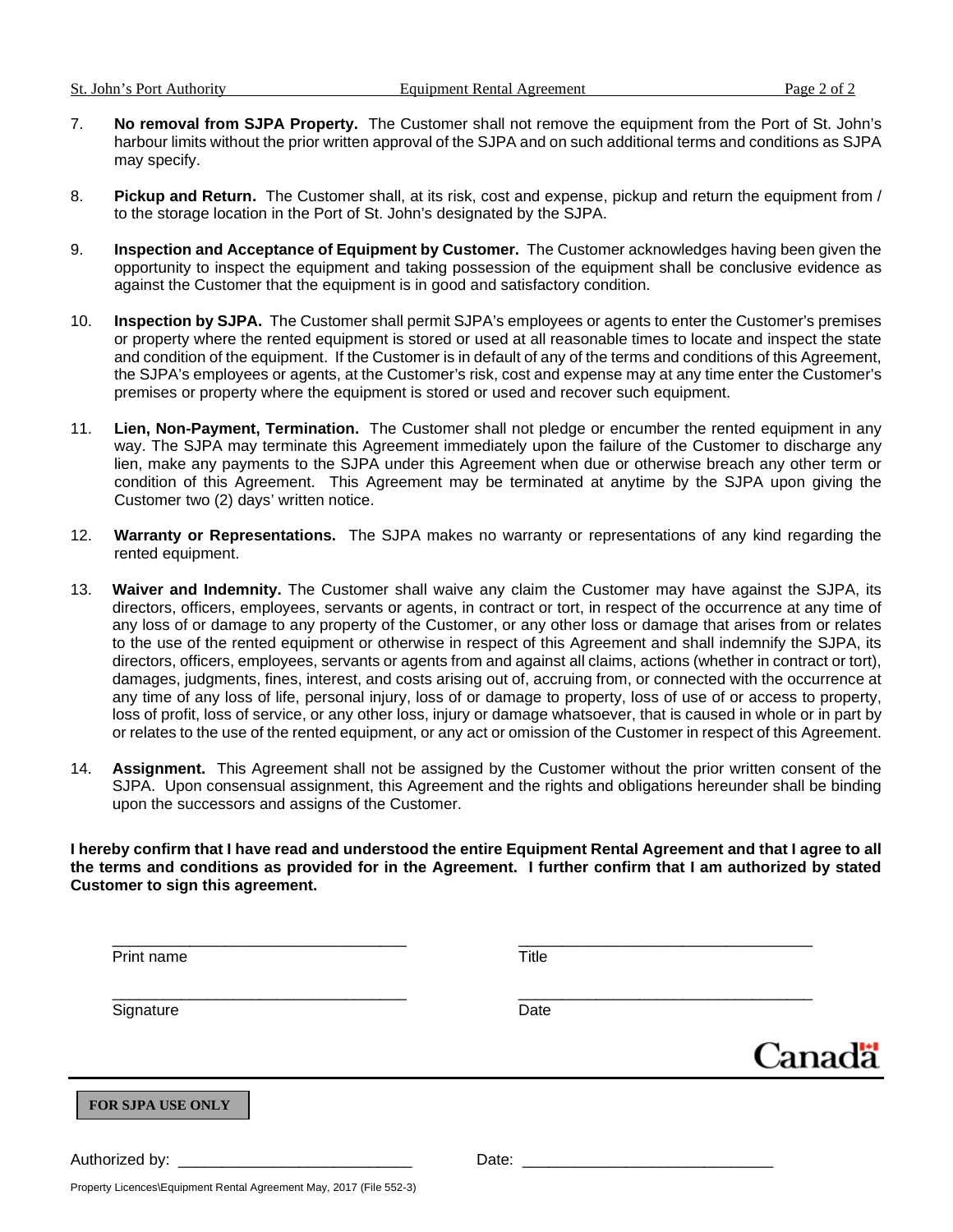7. **No removal from SJPA Property.** The Customer shall not remove the equipment from the Port of St. John's harbour limits without the prior written approval of the SJPA and on such additional terms and conditions as SJPA may specify.

8. **Pickup and Return.** The Customer shall, at its risk, cost and expense, pickup and return the equipment from / to the storage location in the Port of St. John's designated by the SJPA.

9. **Inspection and Acceptance of Equipment by Customer.** The Customer acknowledges having been given the opportunity to inspect the equipment and taking possession of the equipment shall be conclusive evidence as against the Customer that the equipment is in good and satisfactory condition.

10. **Inspection by SJPA.** The Customer shall permit SJPA's employees or agents to enter the Customer's premises or property where the rented equipment is stored or used at all reasonable times to locate and inspect the state and condition of the equipment. If the Customer is in default of any of the terms and conditions of this Agreement, the SJPA's employees or agents, at the Customer's risk, cost and expense may at any time enter the Customer's premises or property where the equipment is stored or used and recover such equipment.

11. **Lien, Non-Payment, Termination.** The Customer shall not pledge or encumber the rented equipment in any way. The SJPA may terminate this Agreement immediately upon the failure of the Customer to discharge any lien, make any payments to the SJPA under this Agreement when due or otherwise breach any other term or condition of this Agreement. This Agreement may be terminated at anytime by the SJPA upon giving the Customer two (2) days' written notice.

12. **Warranty or Representations.** The SJPA makes no warranty or representations of any kind regarding the rented equipment.

13. **Waiver and Indemnity.** The Customer shall waive any claim the Customer may have against the SJPA, its directors, officers, employees, servants or agents, in contract or tort, in respect of the occurrence at any time of any loss of or damage to any property of the Customer, or any other loss or damage that arises from or relates to the use of the rented equipment or otherwise in respect of this Agreement and shall indemnify the SJPA, its directors, officers, employees, servants or agents from and against all claims, actions (whether in contract or tort), damages, judgments, fines, interest, and costs arising out of, accruing from, or connected with the occurrence at any time of any loss of life, personal injury, loss of or damage to property, loss of use of or access to property, loss of profit, loss of service, or any other loss, injury or damage whatsoever, that is caused in whole or in part by or relates to the use of the rented equipment, or any act or omission of the Customer in respect of this Agreement.

14. **Assignment.** This Agreement shall not be assigned by the Customer without the prior written consent of the SJPA. Upon consensual assignment, this Agreement and the rights and obligations hereunder shall be binding upon the successors and assigns of the Customer.

**I hereby confirm that I have read and understood the entire Equipment Rental Agreement and that I agree to all the terms and conditions as provided for in the Agreement. I further confirm that I am authorized by stated Customer to sign this agreement.**

___________________________________ ___________________________________
Print name Title

___________________________________ ___________________________________
Signature Date

Canada

**FOR SJPA USE ONLY**

Authorized by: ___________________________ Date: _____________________________

Property Licences\Equipment Rental Agreement May, 2017 (File 552-3)